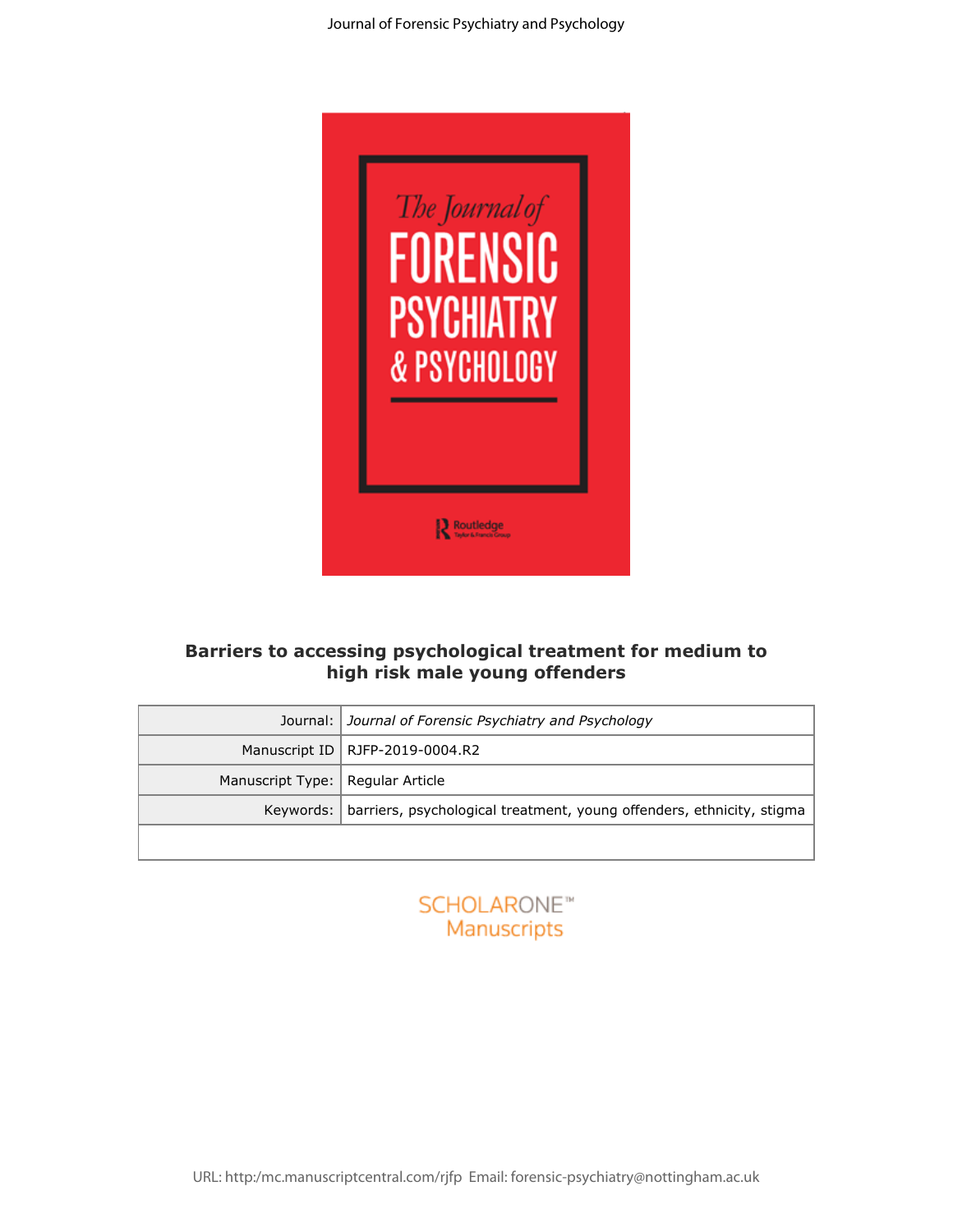# Barriers to accessing psychological treatment for medium to high risk male young offenders

| Journal: | *Journal of Forensic Psychiatry and Psychology* |
|---|---|
| Manuscript ID | RJFP-2019-0004.R2 |
| Manuscript Type: | Regular Article |
| Keywords: | barriers, psychological treatment, young offenders, ethnicity, stigma |

URL: http:/mc.manuscriptcentral.com/rjfp Email: forensic-psychiatry@nottingham.ac.uk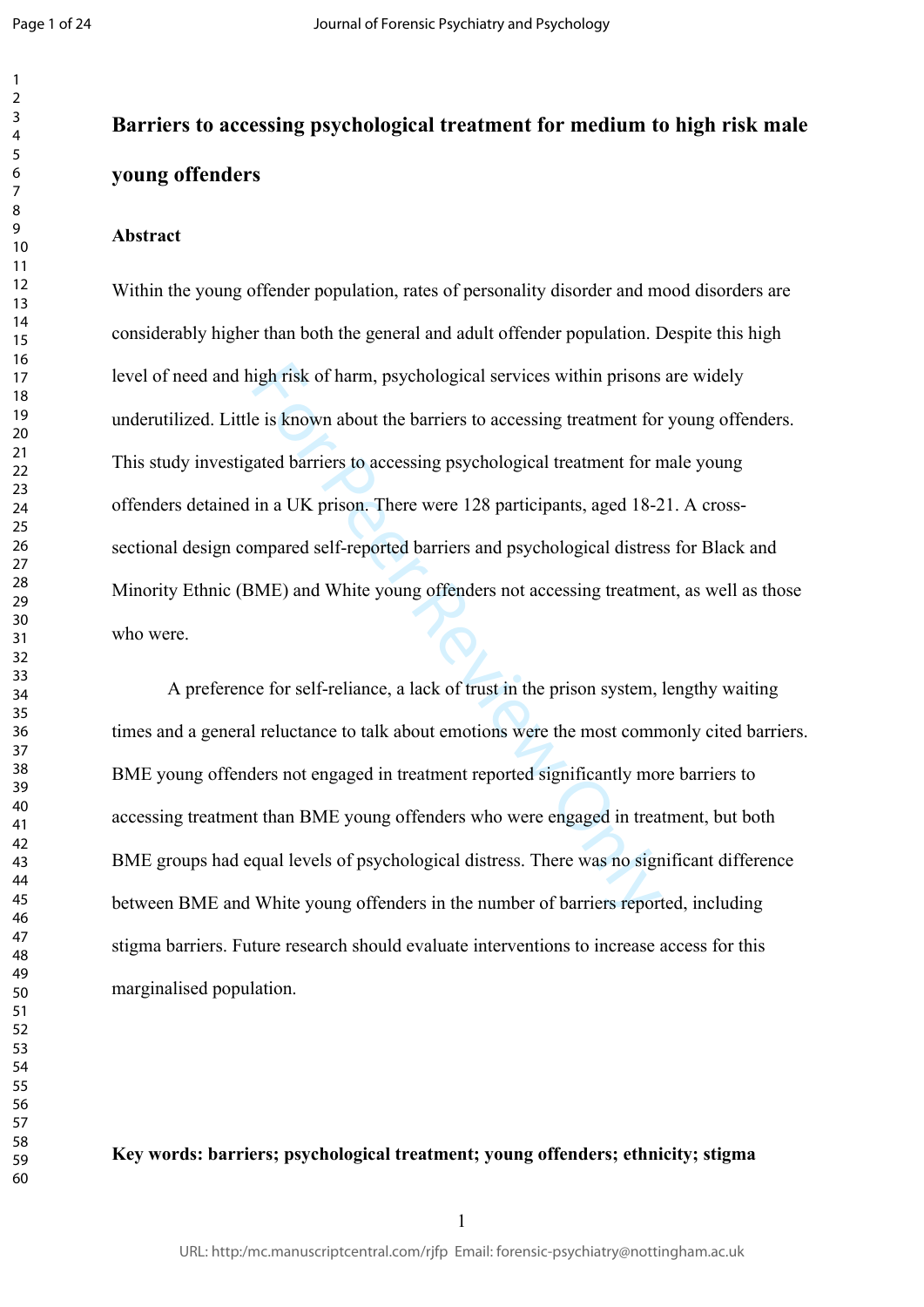# Barriers to accessing psychological treatment for medium to high risk male young offenders

## Abstract

Within the young offender population, rates of personality disorder and mood disorders are considerably higher than both the general and adult offender population. Despite this high level of need and high risk of harm, psychological services within prisons are widely underutilized. Little is known about the barriers to accessing treatment for young offenders. This study investigated barriers to accessing psychological treatment for male young offenders detained in a UK prison. There were 128 participants, aged 18-21. A cross-sectional design compared self-reported barriers and psychological distress for Black and Minority Ethnic (BME) and White young offenders not accessing treatment, as well as those who were.

A preference for self-reliance, a lack of trust in the prison system, lengthy waiting times and a general reluctance to talk about emotions were the most commonly cited barriers. BME young offenders not engaged in treatment reported significantly more barriers to accessing treatment than BME young offenders who were engaged in treatment, but both BME groups had equal levels of psychological distress. There was no significant difference between BME and White young offenders in the number of barriers reported, including stigma barriers. Future research should evaluate interventions to increase access for this marginalised population.

**Key words: barriers; psychological treatment; young offenders; ethnicity; stigma**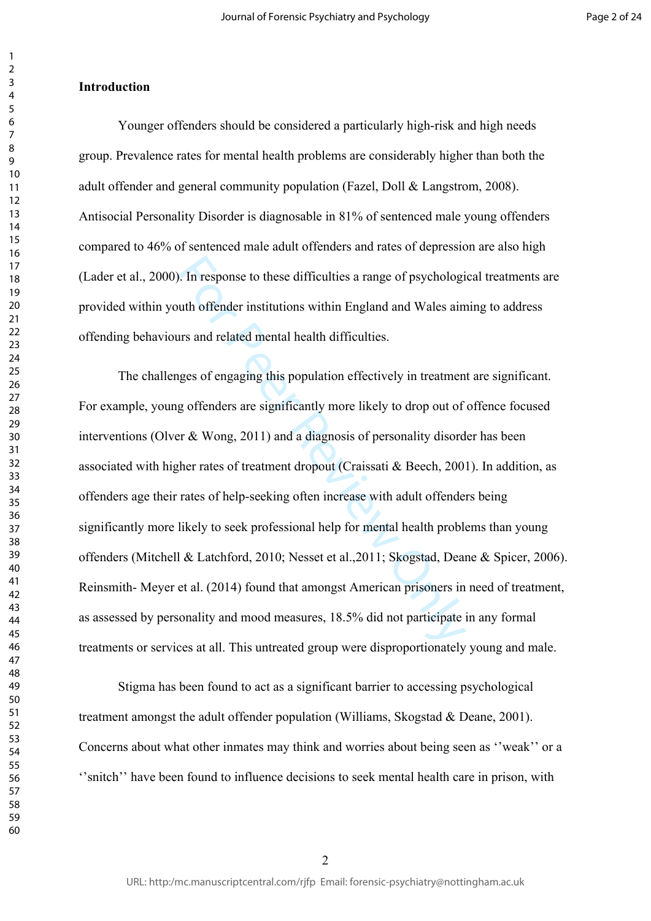## Introduction

Younger offenders should be considered a particularly high-risk and high needs group. Prevalence rates for mental health problems are considerably higher than both the adult offender and general community population (Fazel, Doll & Langstrom, 2008). Antisocial Personality Disorder is diagnosable in 81% of sentenced male young offenders compared to 46% of sentenced male adult offenders and rates of depression are also high (Lader et al., 2000). In response to these difficulties a range of psychological treatments are provided within youth offender institutions within England and Wales aiming to address offending behaviours and related mental health difficulties.

The challenges of engaging this population effectively in treatment are significant. For example, young offenders are significantly more likely to drop out of offence focused interventions (Olver & Wong, 2011) and a diagnosis of personality disorder has been associated with higher rates of treatment dropout (Craissati & Beech, 2001). In addition, as offenders age their rates of help-seeking often increase with adult offenders being significantly more likely to seek professional help for mental health problems than young offenders (Mitchell & Latchford, 2010; Nesset et al.,2011; Skogstad, Deane & Spicer, 2006). Reinsmith- Meyer et al. (2014) found that amongst American prisoners in need of treatment, as assessed by personality and mood measures, 18.5% did not participate in any formal treatments or services at all. This untreated group were disproportionately young and male.

Stigma has been found to act as a significant barrier to accessing psychological treatment amongst the adult offender population (Williams, Skogstad & Deane, 2001). Concerns about what other inmates may think and worries about being seen as ''weak'' or a ''snitch'' have been found to influence decisions to seek mental health care in prison, with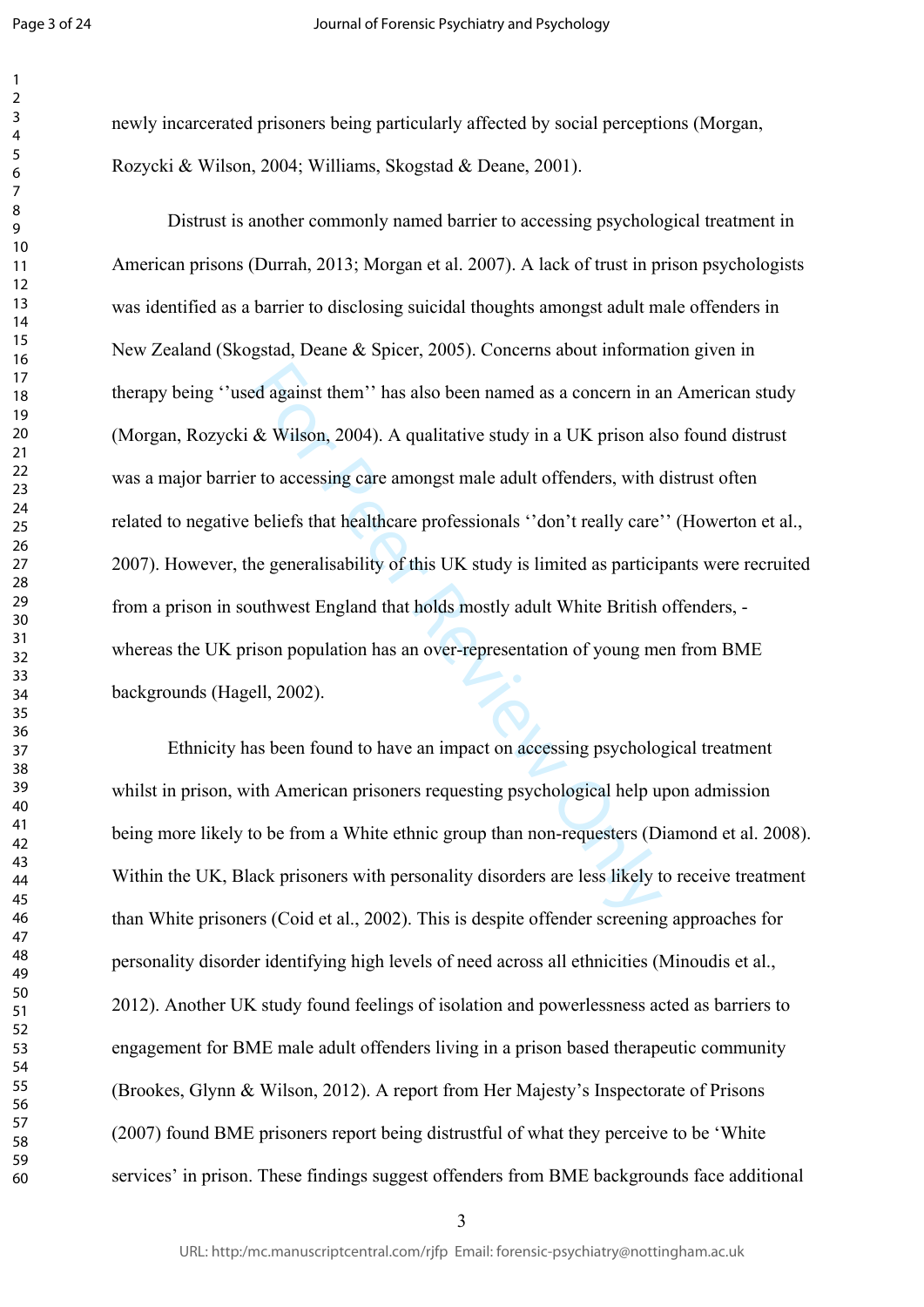newly incarcerated prisoners being particularly affected by social perceptions (Morgan, Rozycki & Wilson, 2004; Williams, Skogstad & Deane, 2001).

Distrust is another commonly named barrier to accessing psychological treatment in American prisons (Durrah, 2013; Morgan et al. 2007). A lack of trust in prison psychologists was identified as a barrier to disclosing suicidal thoughts amongst adult male offenders in New Zealand (Skogstad, Deane & Spicer, 2005). Concerns about information given in therapy being ''used against them'' has also been named as a concern in an American study (Morgan, Rozycki & Wilson, 2004). A qualitative study in a UK prison also found distrust was a major barrier to accessing care amongst male adult offenders, with distrust often related to negative beliefs that healthcare professionals ''don't really care'' (Howerton et al., 2007). However, the generalisability of this UK study is limited as participants were recruited from a prison in southwest England that holds mostly adult White British offenders, - whereas the UK prison population has an over-representation of young men from BME backgrounds (Hagell, 2002).

Ethnicity has been found to have an impact on accessing psychological treatment whilst in prison, with American prisoners requesting psychological help upon admission being more likely to be from a White ethnic group than non-requesters (Diamond et al. 2008). Within the UK, Black prisoners with personality disorders are less likely to receive treatment than White prisoners (Coid et al., 2002). This is despite offender screening approaches for personality disorder identifying high levels of need across all ethnicities (Minoudis et al., 2012). Another UK study found feelings of isolation and powerlessness acted as barriers to engagement for BME male adult offenders living in a prison based therapeutic community (Brookes, Glynn & Wilson, 2012). A report from Her Majesty's Inspectorate of Prisons (2007) found BME prisoners report being distrustful of what they perceive to be 'White services' in prison. These findings suggest offenders from BME backgrounds face additional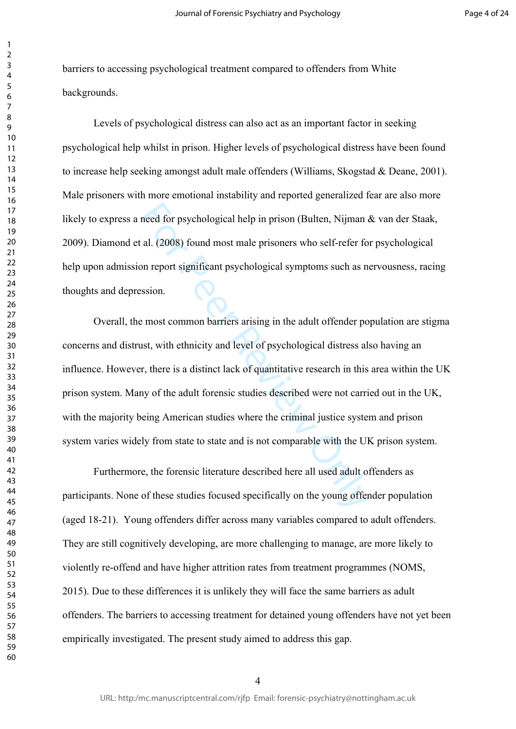barriers to accessing psychological treatment compared to offenders from White backgrounds.

Levels of psychological distress can also act as an important factor in seeking psychological help whilst in prison. Higher levels of psychological distress have been found to increase help seeking amongst adult male offenders (Williams, Skogstad & Deane, 2001). Male prisoners with more emotional instability and reported generalized fear are also more likely to express a need for psychological help in prison (Bulten, Nijman & van der Staak, 2009). Diamond et al. (2008) found most male prisoners who self-refer for psychological help upon admission report significant psychological symptoms such as nervousness, racing thoughts and depression.

Overall, the most common barriers arising in the adult offender population are stigma concerns and distrust, with ethnicity and level of psychological distress also having an influence. However, there is a distinct lack of quantitative research in this area within the UK prison system. Many of the adult forensic studies described were not carried out in the UK, with the majority being American studies where the criminal justice system and prison system varies widely from state to state and is not comparable with the UK prison system.

Furthermore, the forensic literature described here all used adult offenders as participants. None of these studies focused specifically on the young offender population (aged 18-21). Young offenders differ across many variables compared to adult offenders. They are still cognitively developing, are more challenging to manage, are more likely to violently re-offend and have higher attrition rates from treatment programmes (NOMS, 2015). Due to these differences it is unlikely they will face the same barriers as adult offenders. The barriers to accessing treatment for detained young offenders have not yet been empirically investigated. The present study aimed to address this gap.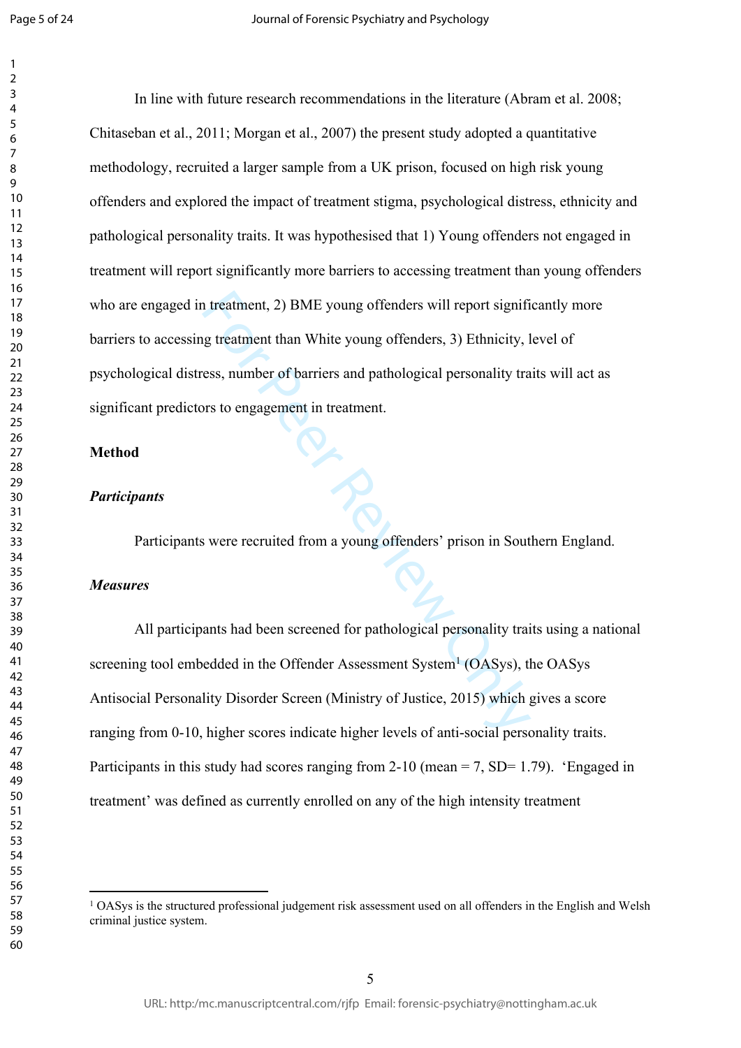In line with future research recommendations in the literature (Abram et al. 2008; Chitaseban et al., 2011; Morgan et al., 2007) the present study adopted a quantitative methodology, recruited a larger sample from a UK prison, focused on high risk young offenders and explored the impact of treatment stigma, psychological distress, ethnicity and pathological personality traits. It was hypothesised that 1) Young offenders not engaged in treatment will report significantly more barriers to accessing treatment than young offenders who are engaged in treatment, 2) BME young offenders will report significantly more barriers to accessing treatment than White young offenders, 3) Ethnicity, level of psychological distress, number of barriers and pathological personality traits will act as significant predictors to engagement in treatment.

## Method

### *Participants*

Participants were recruited from a young offenders' prison in Southern England.

### *Measures*

All participants had been screened for pathological personality traits using a national screening tool embedded in the Offender Assessment System[1] (OASys), the OASys Antisocial Personality Disorder Screen (Ministry of Justice, 2015) which gives a score ranging from 0-10, higher scores indicate higher levels of anti-social personality traits. Participants in this study had scores ranging from 2-10 (mean = 7, SD= 1.79). 'Engaged in treatment' was defined as currently enrolled on any of the high intensity treatment

---

[1] OASys is the structured professional judgement risk assessment used on all offenders in the English and Welsh criminal justice system.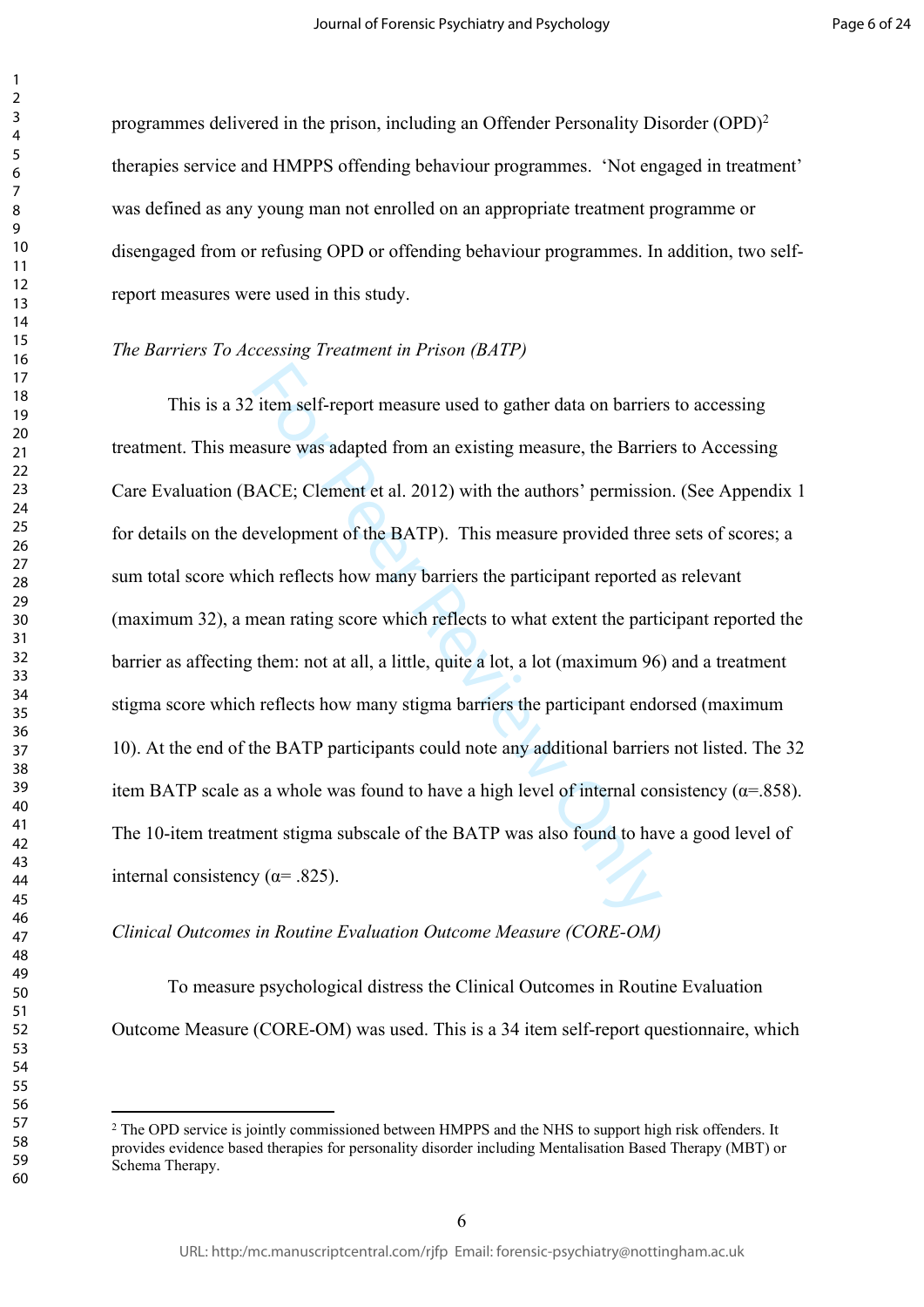programmes delivered in the prison, including an Offender Personality Disorder (OPD)[2] therapies service and HMPPS offending behaviour programmes. 'Not engaged in treatment' was defined as any young man not enrolled on an appropriate treatment programme or disengaged from or refusing OPD or offending behaviour programmes. In addition, two self-report measures were used in this study.

*The Barriers To Accessing Treatment in Prison (BATP)*

This is a 32 item self-report measure used to gather data on barriers to accessing treatment. This measure was adapted from an existing measure, the Barriers to Accessing Care Evaluation (BACE; Clement et al. 2012) with the authors' permission. (See Appendix 1 for details on the development of the BATP). This measure provided three sets of scores; a sum total score which reflects how many barriers the participant reported as relevant (maximum 32), a mean rating score which reflects to what extent the participant reported the barrier as affecting them: not at all, a little, quite a lot, a lot (maximum 96) and a treatment stigma score which reflects how many stigma barriers the participant endorsed (maximum 10). At the end of the BATP participants could note any additional barriers not listed. The 32 item BATP scale as a whole was found to have a high level of internal consistency ($\alpha$=.858). The 10-item treatment stigma subscale of the BATP was also found to have a good level of internal consistency ($\alpha$= .825).

*Clinical Outcomes in Routine Evaluation Outcome Measure (CORE-OM)*

To measure psychological distress the Clinical Outcomes in Routine Evaluation Outcome Measure (CORE-OM) was used. This is a 34 item self-report questionnaire, which

---

[2] The OPD service is jointly commissioned between HMPPS and the NHS to support high risk offenders. It provides evidence based therapies for personality disorder including Mentalisation Based Therapy (MBT) or Schema Therapy.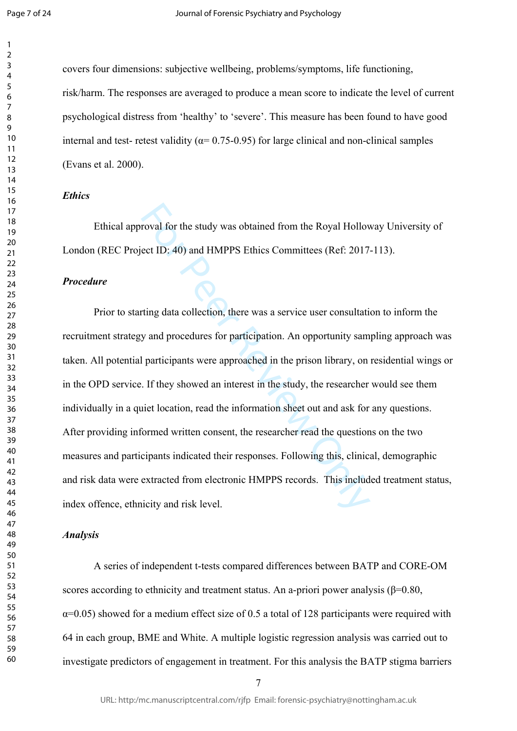covers four dimensions: subjective wellbeing, problems/symptoms, life functioning, risk/harm. The responses are averaged to produce a mean score to indicate the level of current psychological distress from 'healthy' to 'severe'. This measure has been found to have good internal and test- retest validity ($\alpha$= 0.75-0.95) for large clinical and non-clinical samples (Evans et al. 2000).

### *Ethics*

Ethical approval for the study was obtained from the Royal Holloway University of London (REC Project ID: 40) and HMPPS Ethics Committees (Ref: 2017-113).

### *Procedure*

Prior to starting data collection, there was a service user consultation to inform the recruitment strategy and procedures for participation. An opportunity sampling approach was taken. All potential participants were approached in the prison library, on residential wings or in the OPD service. If they showed an interest in the study, the researcher would see them individually in a quiet location, read the information sheet out and ask for any questions. After providing informed written consent, the researcher read the questions on the two measures and participants indicated their responses. Following this, clinical, demographic and risk data were extracted from electronic HMPPS records. This included treatment status, index offence, ethnicity and risk level.

### *Analysis*

A series of independent t-tests compared differences between BATP and CORE-OM scores according to ethnicity and treatment status. An a-priori power analysis ($\beta$=0.80, $\alpha$=0.05) showed for a medium effect size of 0.5 a total of 128 participants were required with 64 in each group, BME and White. A multiple logistic regression analysis was carried out to investigate predictors of engagement in treatment. For this analysis the BATP stigma barriers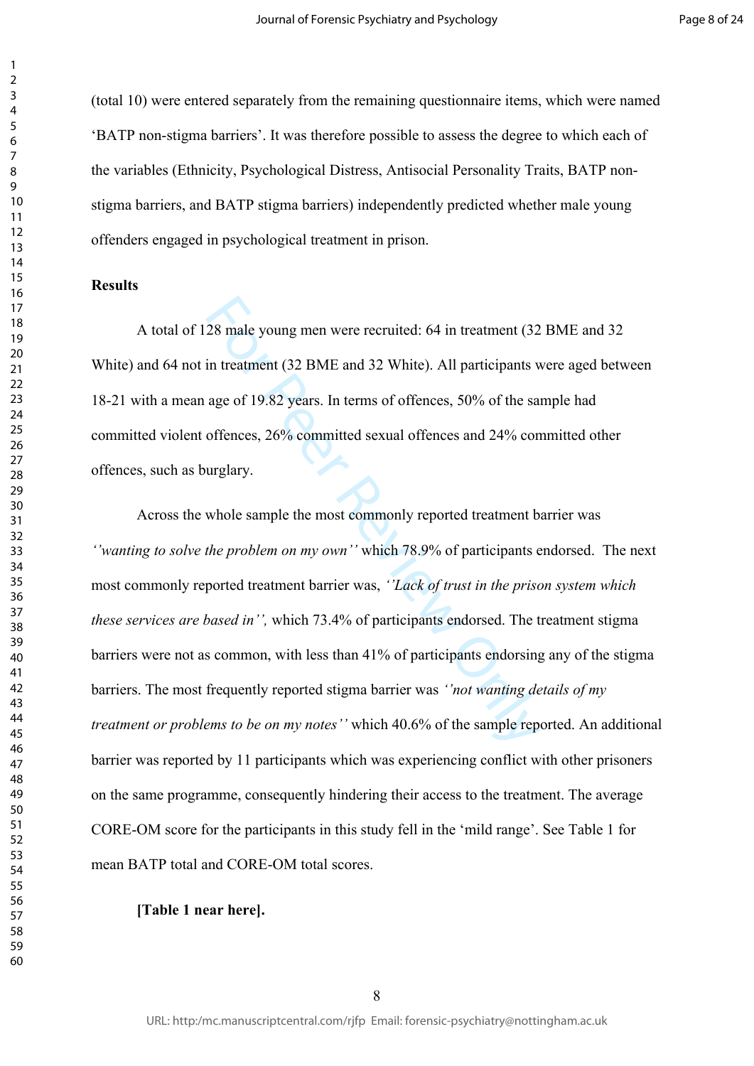(total 10) were entered separately from the remaining questionnaire items, which were named 'BATP non-stigma barriers'. It was therefore possible to assess the degree to which each of the variables (Ethnicity, Psychological Distress, Antisocial Personality Traits, BATP non-stigma barriers, and BATP stigma barriers) independently predicted whether male young offenders engaged in psychological treatment in prison.

**Results**

A total of 128 male young men were recruited: 64 in treatment (32 BME and 32 White) and 64 not in treatment (32 BME and 32 White). All participants were aged between 18-21 with a mean age of 19.82 years. In terms of offences, 50% of the sample had committed violent offences, 26% committed sexual offences and 24% committed other offences, such as burglary.

Across the whole sample the most commonly reported treatment barrier was *''wanting to solve the problem on my own''* which 78.9% of participants endorsed. The next most commonly reported treatment barrier was, *''Lack of trust in the prison system which these services are based in'',* which 73.4% of participants endorsed. The treatment stigma barriers were not as common, with less than 41% of participants endorsing any of the stigma barriers. The most frequently reported stigma barrier was *''not wanting details of my treatment or problems to be on my notes''* which 40.6% of the sample reported. An additional barrier was reported by 11 participants which was experiencing conflict with other prisoners on the same programme, consequently hindering their access to the treatment. The average CORE-OM score for the participants in this study fell in the 'mild range'. See Table 1 for mean BATP total and CORE-OM total scores.

**[Table 1 near here].**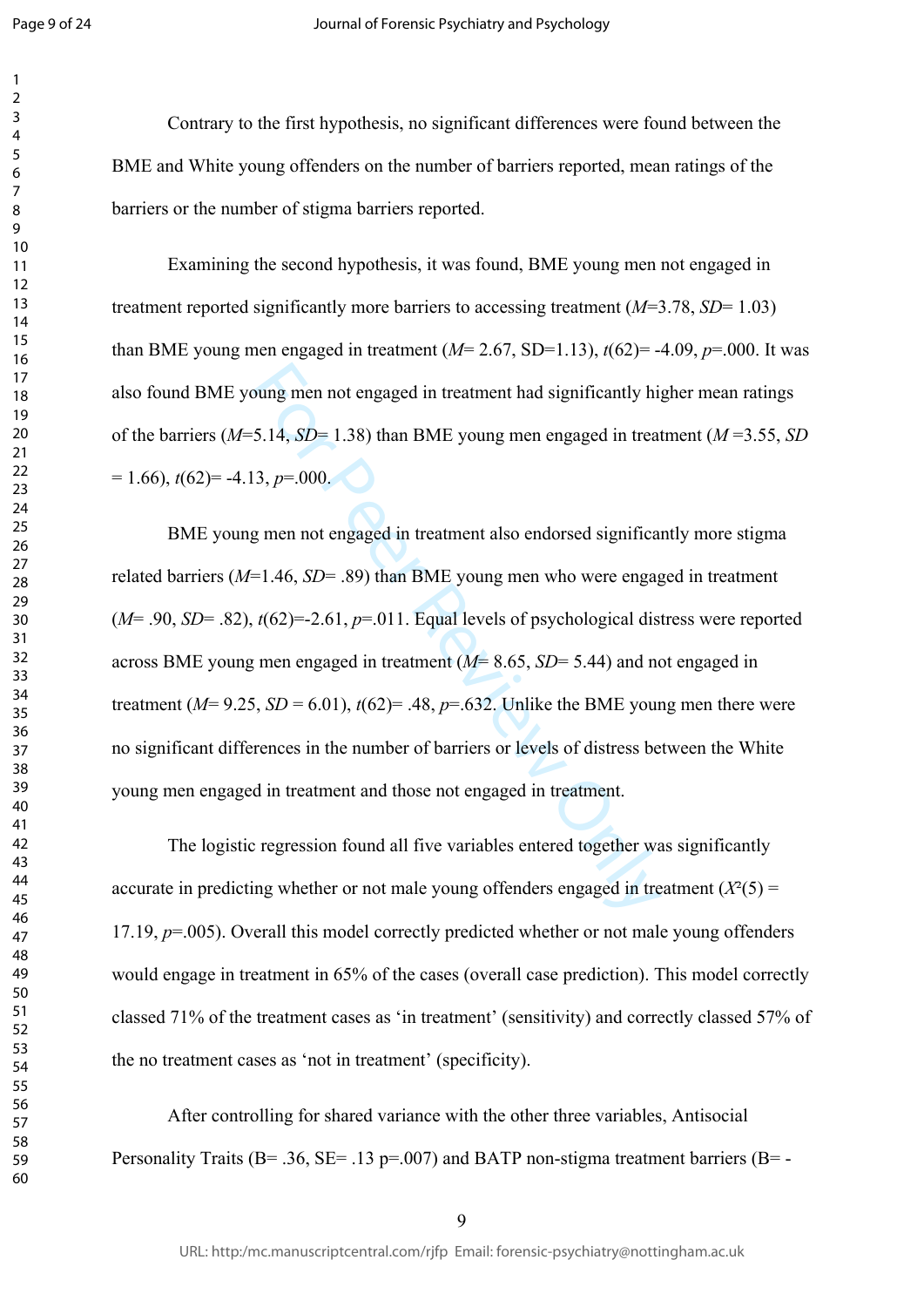Contrary to the first hypothesis, no significant differences were found between the BME and White young offenders on the number of barriers reported, mean ratings of the barriers or the number of stigma barriers reported.

Examining the second hypothesis, it was found, BME young men not engaged in treatment reported significantly more barriers to accessing treatment ($M$=3.78, $SD$= 1.03) than BME young men engaged in treatment ($M$= 2.67, SD=1.13), $t(62)$= -4.09, $p$=.000. It was also found BME young men not engaged in treatment had significantly higher mean ratings of the barriers ($M$=5.14, $SD$= 1.38) than BME young men engaged in treatment ($M$ =3.55, $SD$ = 1.66), $t(62)$= -4.13, $p$=.000.

BME young men not engaged in treatment also endorsed significantly more stigma related barriers ($M$=1.46, $SD$= .89) than BME young men who were engaged in treatment ($M$= .90, $SD$= .82), $t(62)$=-2.61, $p$=.011. Equal levels of psychological distress were reported across BME young men engaged in treatment ($M$= 8.65, $SD$= 5.44) and not engaged in treatment ($M$= 9.25, $SD$ = 6.01), $t(62)$= .48, $p$=.632. Unlike the BME young men there were no significant differences in the number of barriers or levels of distress between the White young men engaged in treatment and those not engaged in treatment.

The logistic regression found all five variables entered together was significantly accurate in predicting whether or not male young offenders engaged in treatment ($X^2(5)$ = 17.19, $p$=.005). Overall this model correctly predicted whether or not male young offenders would engage in treatment in 65% of the cases (overall case prediction). This model correctly classed 71% of the treatment cases as 'in treatment' (sensitivity) and correctly classed 57% of the no treatment cases as 'not in treatment' (specificity).

After controlling for shared variance with the other three variables, Antisocial Personality Traits (B= .36, SE= .13 p=.007) and BATP non-stigma treatment barriers (B= -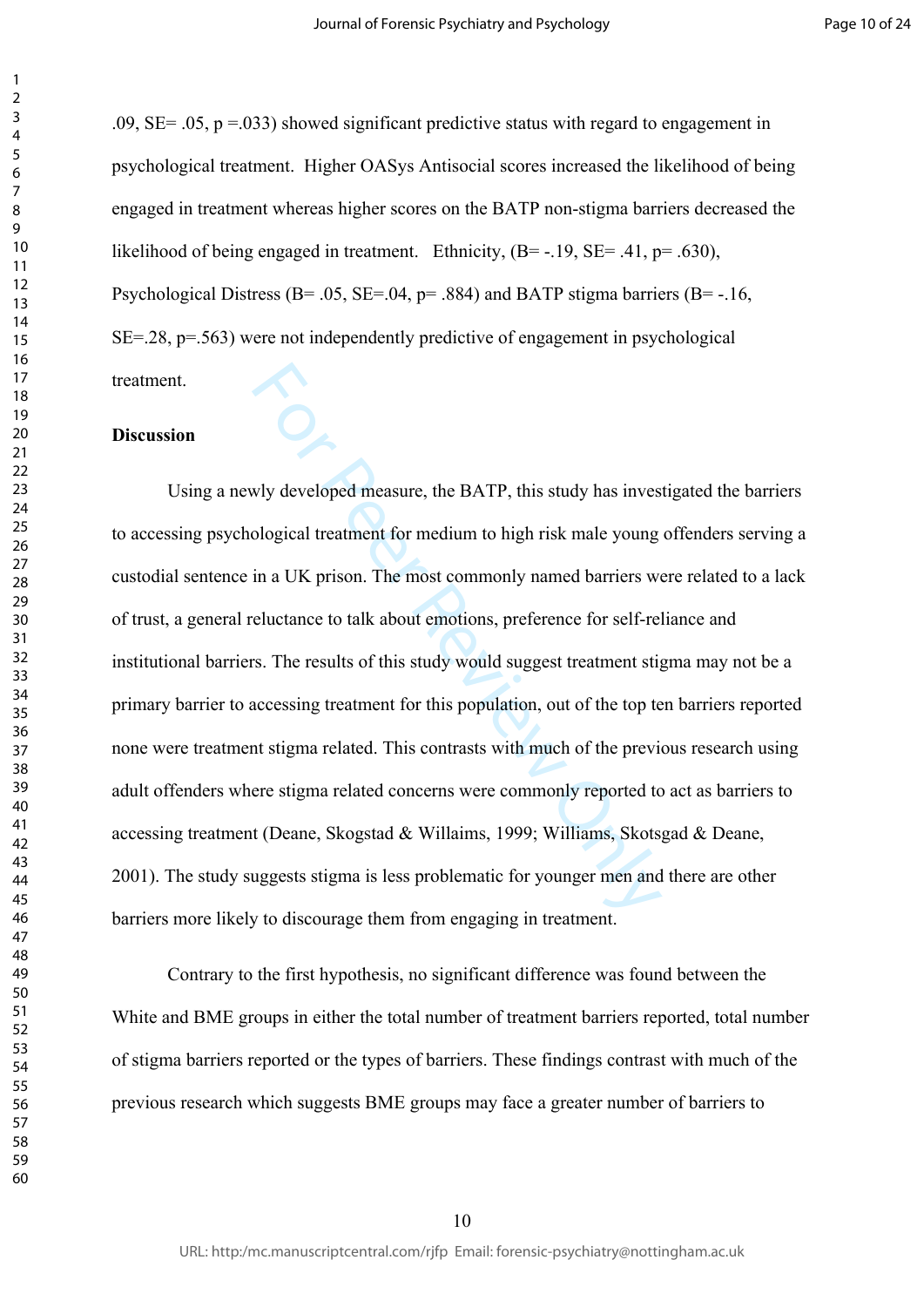.09, SE= .05, p =.033) showed significant predictive status with regard to engagement in psychological treatment. Higher OASys Antisocial scores increased the likelihood of being engaged in treatment whereas higher scores on the BATP non-stigma barriers decreased the likelihood of being engaged in treatment. Ethnicity, (B= -.19, SE= .41, p= .630), Psychological Distress (B= .05, SE=.04, p= .884) and BATP stigma barriers (B= -.16, SE=.28, p=.563) were not independently predictive of engagement in psychological treatment.

**Discussion**

Using a newly developed measure, the BATP, this study has investigated the barriers to accessing psychological treatment for medium to high risk male young offenders serving a custodial sentence in a UK prison. The most commonly named barriers were related to a lack of trust, a general reluctance to talk about emotions, preference for self-reliance and institutional barriers. The results of this study would suggest treatment stigma may not be a primary barrier to accessing treatment for this population, out of the top ten barriers reported none were treatment stigma related. This contrasts with much of the previous research using adult offenders where stigma related concerns were commonly reported to act as barriers to accessing treatment (Deane, Skogstad & Willaims, 1999; Williams, Skotsgad & Deane, 2001). The study suggests stigma is less problematic for younger men and there are other barriers more likely to discourage them from engaging in treatment.

Contrary to the first hypothesis, no significant difference was found between the White and BME groups in either the total number of treatment barriers reported, total number of stigma barriers reported or the types of barriers. These findings contrast with much of the previous research which suggests BME groups may face a greater number of barriers to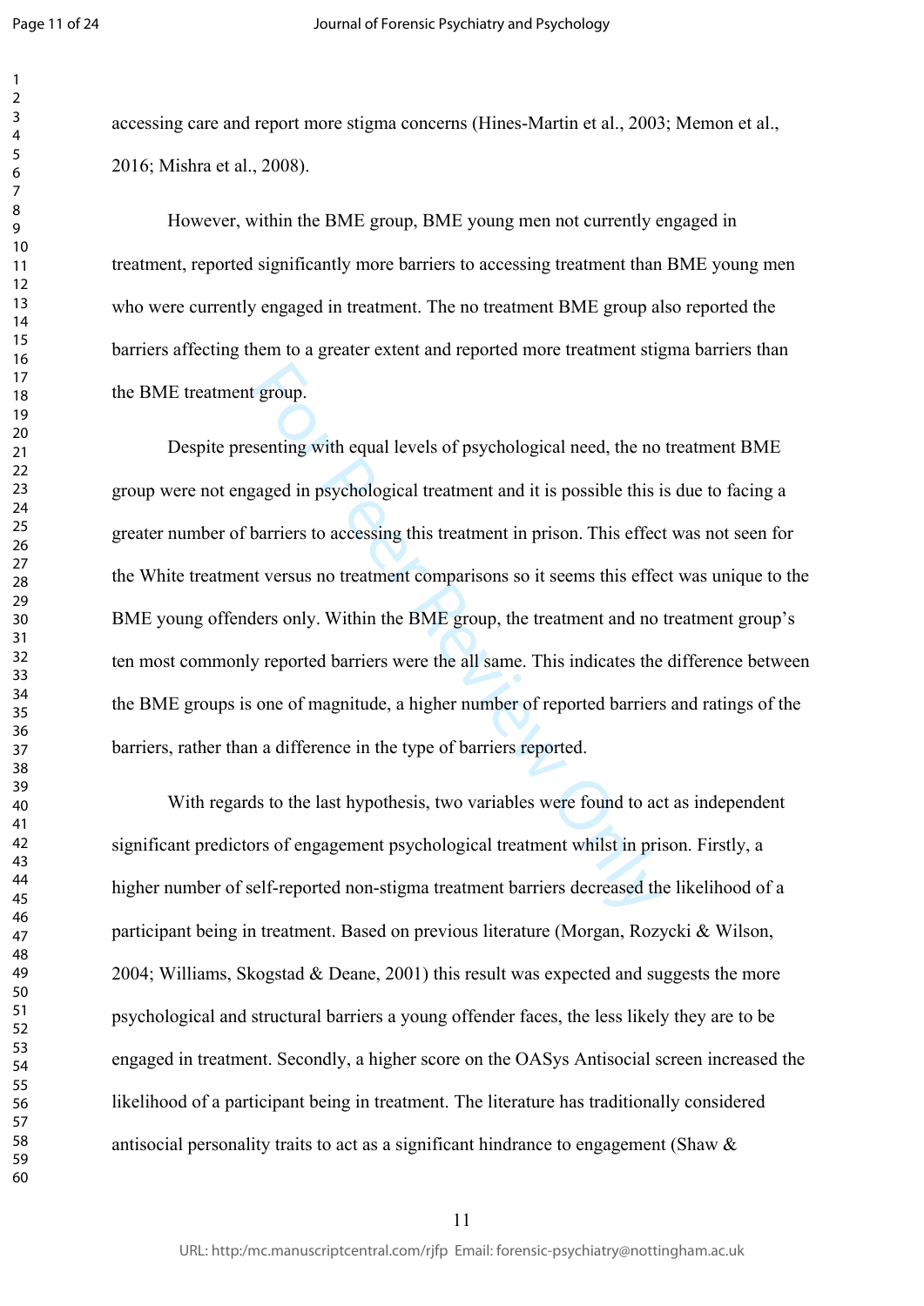accessing care and report more stigma concerns (Hines-Martin et al., 2003; Memon et al., 2016; Mishra et al., 2008).

However, within the BME group, BME young men not currently engaged in treatment, reported significantly more barriers to accessing treatment than BME young men who were currently engaged in treatment. The no treatment BME group also reported the barriers affecting them to a greater extent and reported more treatment stigma barriers than the BME treatment group.

Despite presenting with equal levels of psychological need, the no treatment BME group were not engaged in psychological treatment and it is possible this is due to facing a greater number of barriers to accessing this treatment in prison. This effect was not seen for the White treatment versus no treatment comparisons so it seems this effect was unique to the BME young offenders only. Within the BME group, the treatment and no treatment group's ten most commonly reported barriers were the all same. This indicates the difference between the BME groups is one of magnitude, a higher number of reported barriers and ratings of the barriers, rather than a difference in the type of barriers reported.

With regards to the last hypothesis, two variables were found to act as independent significant predictors of engagement psychological treatment whilst in prison. Firstly, a higher number of self-reported non-stigma treatment barriers decreased the likelihood of a participant being in treatment. Based on previous literature (Morgan, Rozycki & Wilson, 2004; Williams, Skogstad & Deane, 2001) this result was expected and suggests the more psychological and structural barriers a young offender faces, the less likely they are to be engaged in treatment. Secondly, a higher score on the OASys Antisocial screen increased the likelihood of a participant being in treatment. The literature has traditionally considered antisocial personality traits to act as a significant hindrance to engagement (Shaw &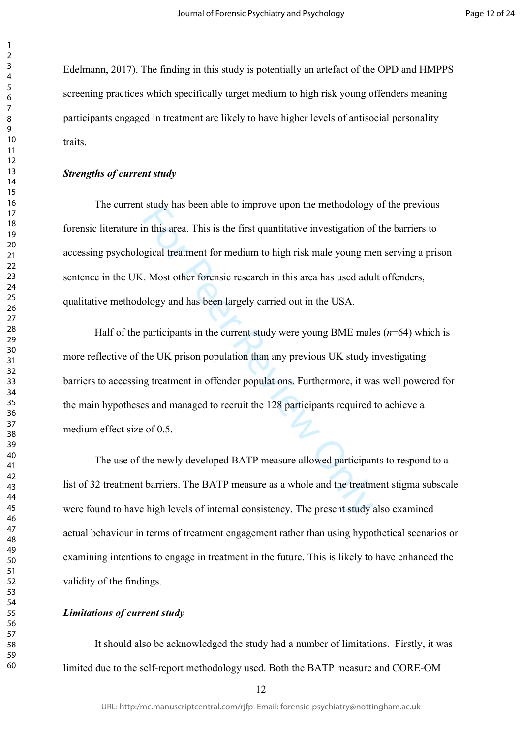Edelmann, 2017). The finding in this study is potentially an artefact of the OPD and HMPPS screening practices which specifically target medium to high risk young offenders meaning participants engaged in treatment are likely to have higher levels of antisocial personality traits.

### *Strengths of current study*

The current study has been able to improve upon the methodology of the previous forensic literature in this area. This is the first quantitative investigation of the barriers to accessing psychological treatment for medium to high risk male young men serving a prison sentence in the UK. Most other forensic research in this area has used adult offenders, qualitative methodology and has been largely carried out in the USA.

Half of the participants in the current study were young BME males ($n$=64) which is more reflective of the UK prison population than any previous UK study investigating barriers to accessing treatment in offender populations. Furthermore, it was well powered for the main hypotheses and managed to recruit the 128 participants required to achieve a medium effect size of 0.5.

The use of the newly developed BATP measure allowed participants to respond to a list of 32 treatment barriers. The BATP measure as a whole and the treatment stigma subscale were found to have high levels of internal consistency. The present study also examined actual behaviour in terms of treatment engagement rather than using hypothetical scenarios or examining intentions to engage in treatment in the future. This is likely to have enhanced the validity of the findings.

### *Limitations of current study*

It should also be acknowledged the study had a number of limitations. Firstly, it was limited due to the self-report methodology used. Both the BATP measure and CORE-OM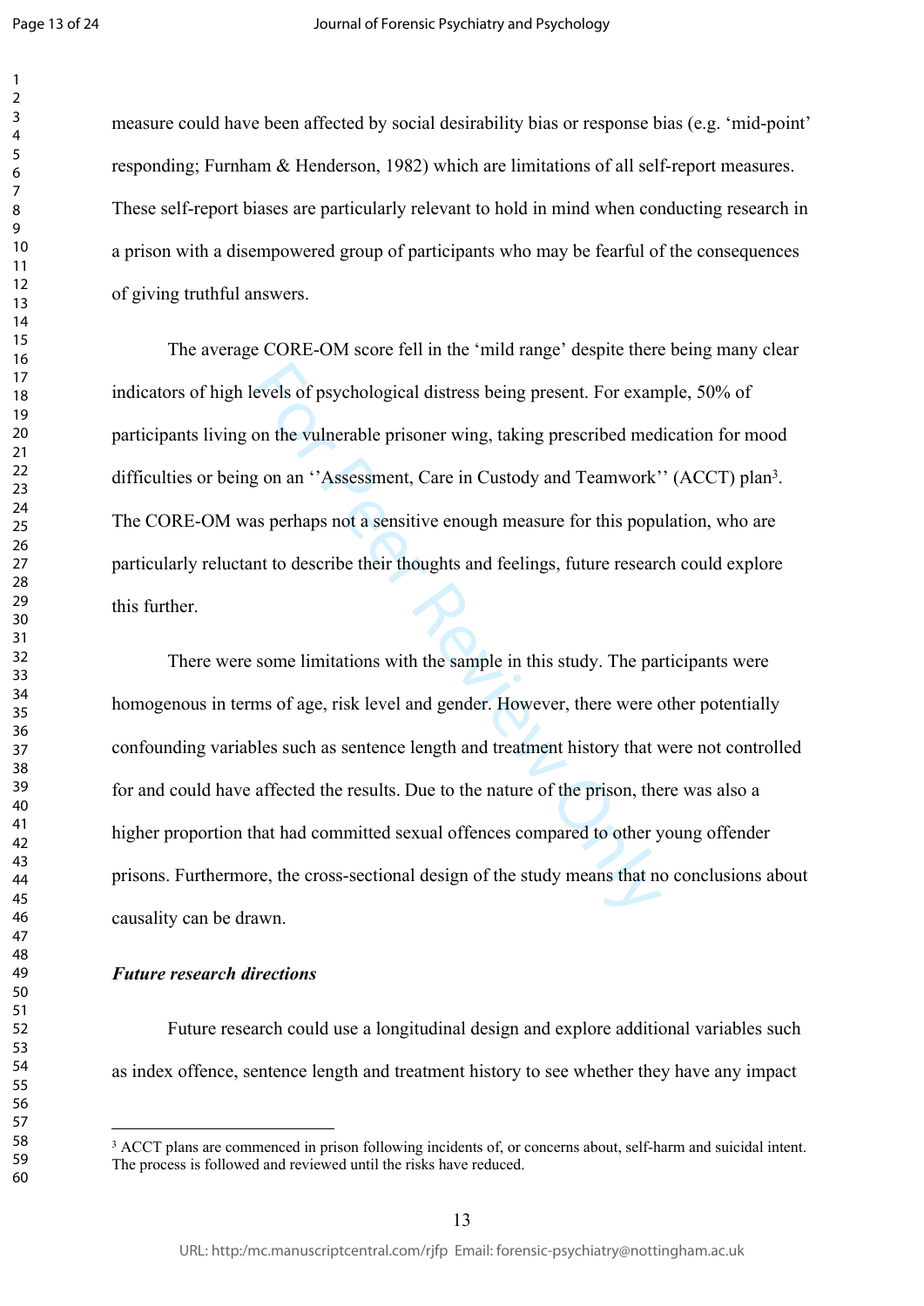measure could have been affected by social desirability bias or response bias (e.g. 'mid-point' responding; Furnham & Henderson, 1982) which are limitations of all self-report measures. These self-report biases are particularly relevant to hold in mind when conducting research in a prison with a disempowered group of participants who may be fearful of the consequences of giving truthful answers.

The average CORE-OM score fell in the 'mild range' despite there being many clear indicators of high levels of psychological distress being present. For example, 50% of participants living on the vulnerable prisoner wing, taking prescribed medication for mood difficulties or being on an ''Assessment, Care in Custody and Teamwork'' (ACCT) plan[3]. The CORE-OM was perhaps not a sensitive enough measure for this population, who are particularly reluctant to describe their thoughts and feelings, future research could explore this further.

There were some limitations with the sample in this study. The participants were homogenous in terms of age, risk level and gender. However, there were other potentially confounding variables such as sentence length and treatment history that were not controlled for and could have affected the results. Due to the nature of the prison, there was also a higher proportion that had committed sexual offences compared to other young offender prisons. Furthermore, the cross-sectional design of the study means that no conclusions about causality can be drawn.

### *Future research directions*

Future research could use a longitudinal design and explore additional variables such as index offence, sentence length and treatment history to see whether they have any impact

[3] ACCT plans are commenced in prison following incidents of, or concerns about, self-harm and suicidal intent. The process is followed and reviewed until the risks have reduced.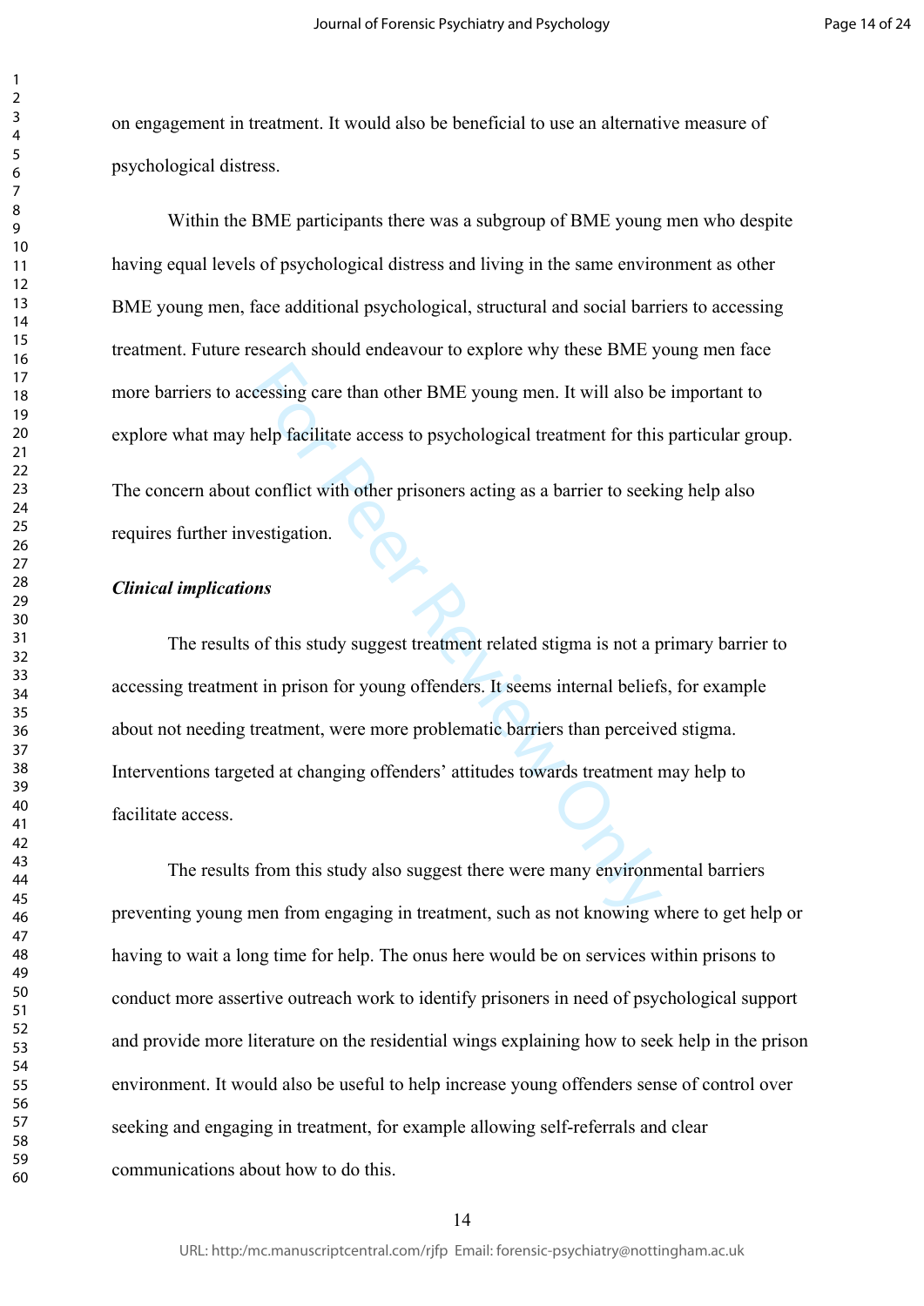on engagement in treatment. It would also be beneficial to use an alternative measure of psychological distress.

Within the BME participants there was a subgroup of BME young men who despite having equal levels of psychological distress and living in the same environment as other BME young men, face additional psychological, structural and social barriers to accessing treatment. Future research should endeavour to explore why these BME young men face more barriers to accessing care than other BME young men. It will also be important to explore what may help facilitate access to psychological treatment for this particular group.

The concern about conflict with other prisoners acting as a barrier to seeking help also requires further investigation.

***Clinical implications***

The results of this study suggest treatment related stigma is not a primary barrier to accessing treatment in prison for young offenders. It seems internal beliefs, for example about not needing treatment, were more problematic barriers than perceived stigma. Interventions targeted at changing offenders' attitudes towards treatment may help to facilitate access.

The results from this study also suggest there were many environmental barriers preventing young men from engaging in treatment, such as not knowing where to get help or having to wait a long time for help. The onus here would be on services within prisons to conduct more assertive outreach work to identify prisoners in need of psychological support and provide more literature on the residential wings explaining how to seek help in the prison environment. It would also be useful to help increase young offenders sense of control over seeking and engaging in treatment, for example allowing self-referrals and clear communications about how to do this.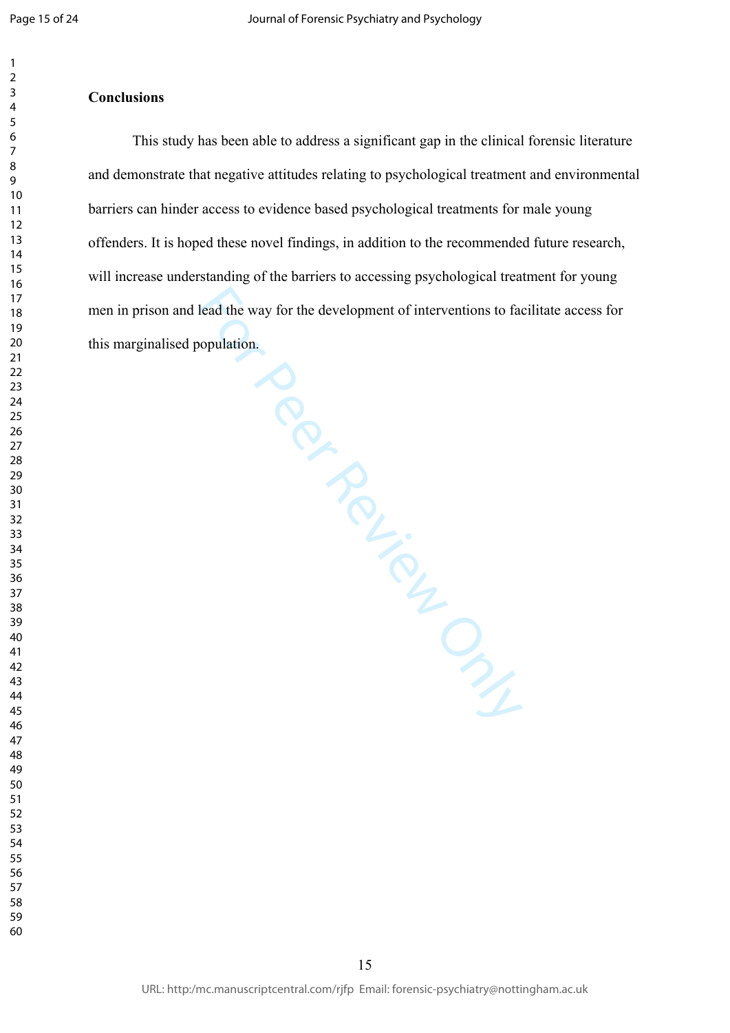**Conclusions**

This study has been able to address a significant gap in the clinical forensic literature and demonstrate that negative attitudes relating to psychological treatment and environmental barriers can hinder access to evidence based psychological treatments for male young offenders. It is hoped these novel findings, in addition to the recommended future research, will increase understanding of the barriers to accessing psychological treatment for young men in prison and lead the way for the development of interventions to facilitate access for this marginalised population.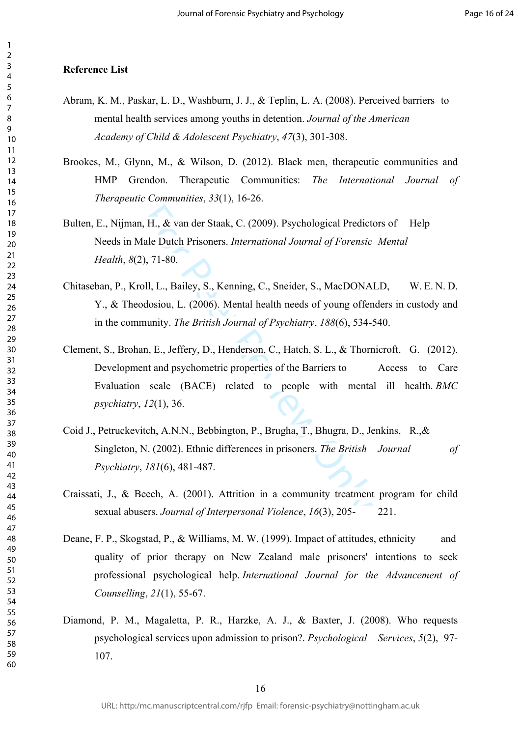**Reference List**

Abram, K. M., Paskar, L. D., Washburn, J. J., & Teplin, L. A. (2008). Perceived barriers to mental health services among youths in detention. *Journal of the American Academy of Child & Adolescent Psychiatry*, *47*(3), 301-308.

Brookes, M., Glynn, M., & Wilson, D. (2012). Black men, therapeutic communities and HMP Grendon. Therapeutic Communities: *The International Journal of Therapeutic Communities*, *33*(1), 16-26.

Bulten, E., Nijman, H., & van der Staak, C. (2009). Psychological Predictors of Help Needs in Male Dutch Prisoners. *International Journal of Forensic Mental Health*, *8*(2), 71-80.

Chitaseban, P., Kroll, L., Bailey, S., Kenning, C., Sneider, S., MacDONALD, W. E. N. D. Y., & Theodosiou, L. (2006). Mental health needs of young offenders in custody and in the community. *The British Journal of Psychiatry*, *188*(6), 534-540.

Clement, S., Brohan, E., Jeffery, D., Henderson, C., Hatch, S. L., & Thornicroft, G. (2012). Development and psychometric properties of the Barriers to Access to Care Evaluation scale (BACE) related to people with mental ill health. *BMC psychiatry*, *12*(1), 36.

Coid J., Petruckevitch, A.N.N., Bebbington, P., Brugha, T., Bhugra, D., Jenkins, R.,& Singleton, N. (2002). Ethnic differences in prisoners. *The British Journal of Psychiatry*, *181*(6), 481-487.

Craissati, J., & Beech, A. (2001). Attrition in a community treatment program for child sexual abusers. *Journal of Interpersonal Violence*, *16*(3), 205- 221.

Deane, F. P., Skogstad, P., & Williams, M. W. (1999). Impact of attitudes, ethnicity and quality of prior therapy on New Zealand male prisoners' intentions to seek professional psychological help. *International Journal for the Advancement of Counselling*, *21*(1), 55-67.

Diamond, P. M., Magaletta, P. R., Harzke, A. J., & Baxter, J. (2008). Who requests psychological services upon admission to prison?. *Psychological Services*, *5*(2), 97-107.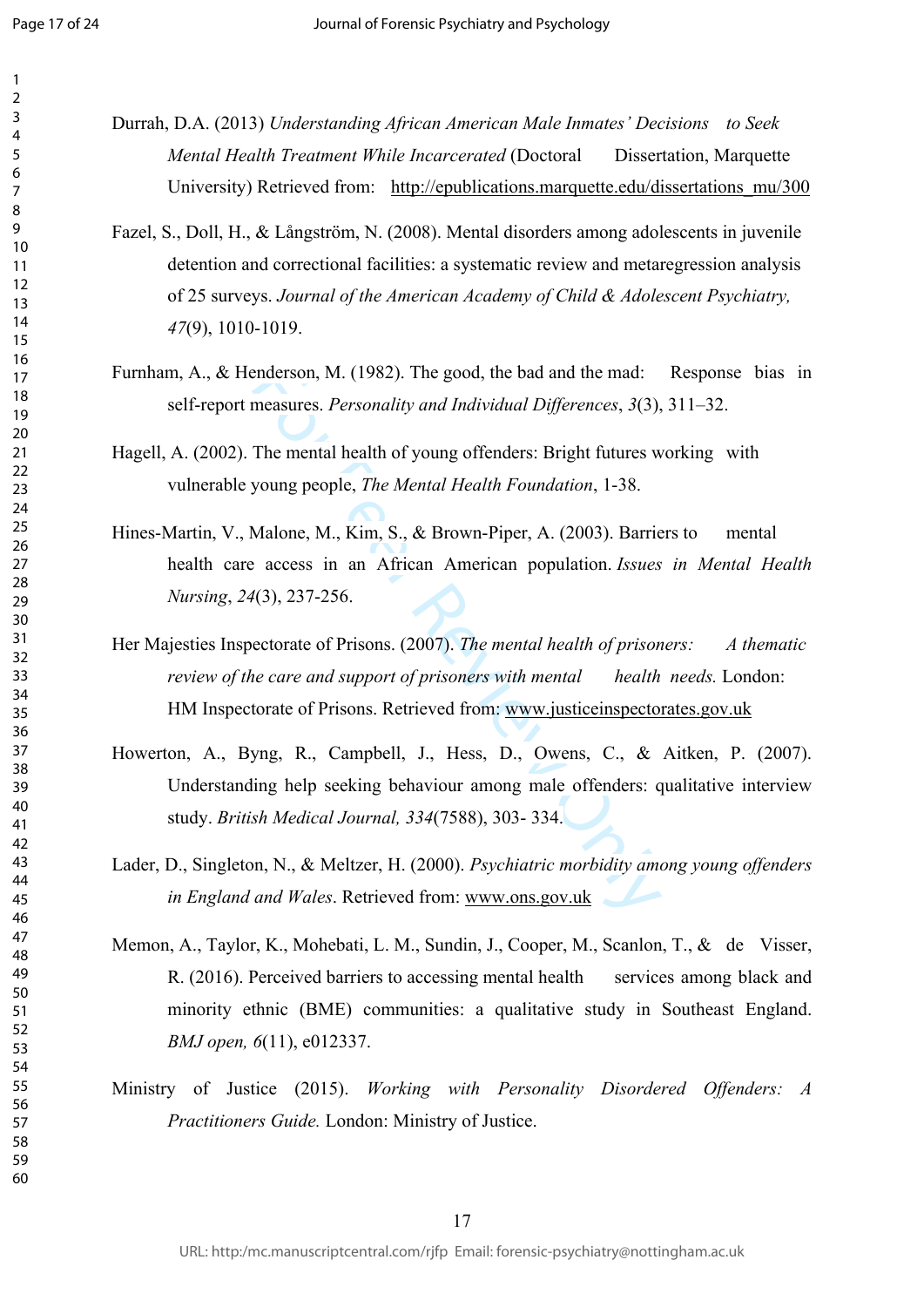Durrah, D.A. (2013) *Understanding African American Male Inmates' Decisions to Seek Mental Health Treatment While Incarcerated* (Doctoral Dissertation, Marquette University) Retrieved from: http://epublications.marquette.edu/dissertations_mu/300

Fazel, S., Doll, H., & Långström, N. (2008). Mental disorders among adolescents in juvenile detention and correctional facilities: a systematic review and metaregression analysis of 25 surveys. *Journal of the American Academy of Child & Adolescent Psychiatry, 47*(9), 1010-1019.

Furnham, A., & Henderson, M. (1982). The good, the bad and the mad: Response bias in self-report measures. *Personality and Individual Differences*, *3*(3), 311–32.

Hagell, A. (2002). The mental health of young offenders: Bright futures working with vulnerable young people, *The Mental Health Foundation*, 1-38.

Hines-Martin, V., Malone, M., Kim, S., & Brown-Piper, A. (2003). Barriers to mental health care access in an African American population. *Issues in Mental Health Nursing*, *24*(3), 237-256.

Her Majesties Inspectorate of Prisons. (2007). *The mental health of prisoners: A thematic review of the care and support of prisoners with mental health needs.* London: HM Inspectorate of Prisons. Retrieved from: www.justiceinspectorates.gov.uk

Howerton, A., Byng, R., Campbell, J., Hess, D., Owens, C., & Aitken, P. (2007). Understanding help seeking behaviour among male offenders: qualitative interview study. *British Medical Journal, 334*(7588), 303- 334.

Lader, D., Singleton, N., & Meltzer, H. (2000). *Psychiatric morbidity among young offenders in England and Wales*. Retrieved from: www.ons.gov.uk

Memon, A., Taylor, K., Mohebati, L. M., Sundin, J., Cooper, M., Scanlon, T., & de Visser, R. (2016). Perceived barriers to accessing mental health services among black and minority ethnic (BME) communities: a qualitative study in Southeast England. *BMJ open, 6*(11), e012337.

Ministry of Justice (2015). *Working with Personality Disordered Offenders: A Practitioners Guide.* London: Ministry of Justice.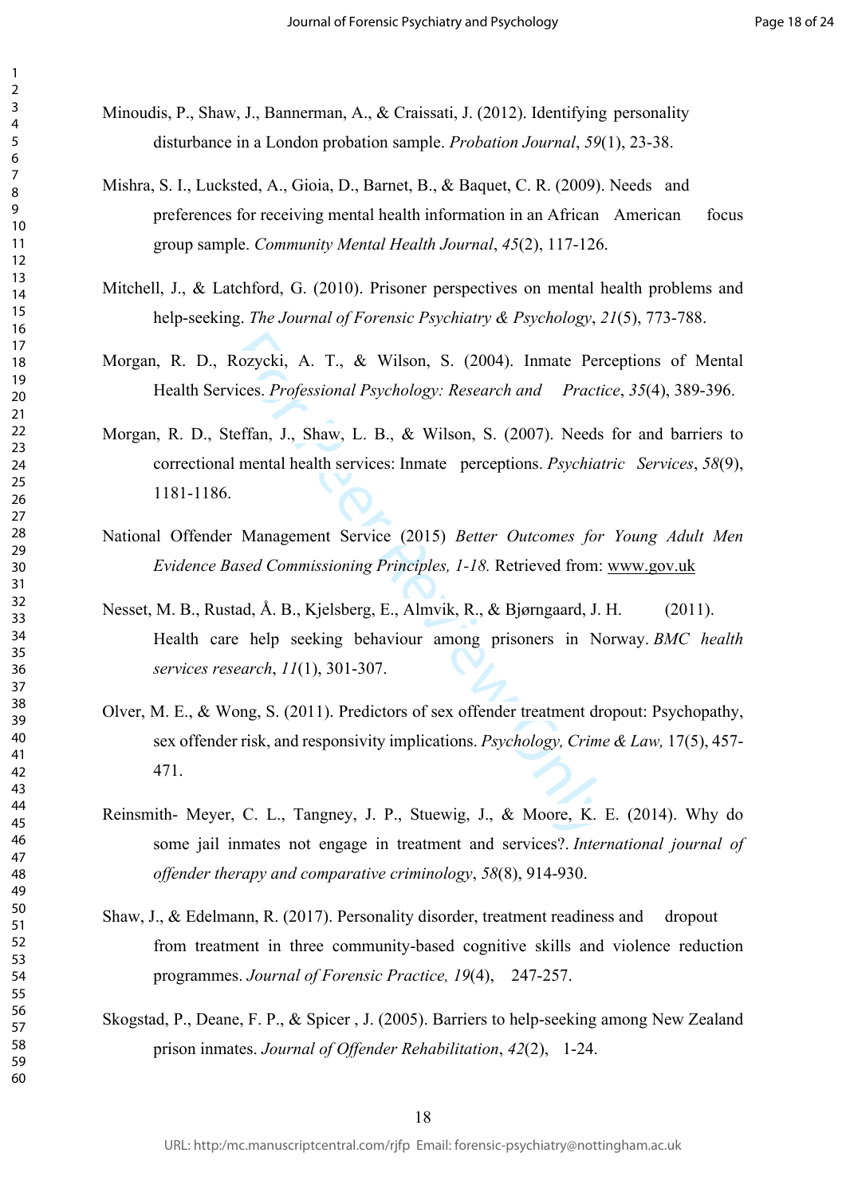Minoudis, P., Shaw, J., Bannerman, A., & Craissati, J. (2012). Identifying personality disturbance in a London probation sample. *Probation Journal*, *59*(1), 23-38.

Mishra, S. I., Lucksted, A., Gioia, D., Barnet, B., & Baquet, C. R. (2009). Needs and preferences for receiving mental health information in an African American focus group sample. *Community Mental Health Journal*, *45*(2), 117-126.

Mitchell, J., & Latchford, G. (2010). Prisoner perspectives on mental health problems and help-seeking. *The Journal of Forensic Psychiatry & Psychology*, *21*(5), 773-788.

Morgan, R. D., Rozycki, A. T., & Wilson, S. (2004). Inmate Perceptions of Mental Health Services. *Professional Psychology: Research and Practice*, *35*(4), 389-396.

Morgan, R. D., Steffan, J., Shaw, L. B., & Wilson, S. (2007). Needs for and barriers to correctional mental health services: Inmate perceptions. *Psychiatric Services*, *58*(9), 1181-1186.

National Offender Management Service (2015) *Better Outcomes for Young Adult Men Evidence Based Commissioning Principles, 1-18.* Retrieved from: www.gov.uk

Nesset, M. B., Rustad, Å. B., Kjelsberg, E., Almvik, R., & Bjørngaard, J. H. (2011). Health care help seeking behaviour among prisoners in Norway. *BMC health services research*, *11*(1), 301-307.

Olver, M. E., & Wong, S. (2011). Predictors of sex offender treatment dropout: Psychopathy, sex offender risk, and responsivity implications. *Psychology, Crime & Law,* 17(5), 457-471.

Reinsmith- Meyer, C. L., Tangney, J. P., Stuewig, J., & Moore, K. E. (2014). Why do some jail inmates not engage in treatment and services?. *International journal of offender therapy and comparative criminology*, *58*(8), 914-930.

Shaw, J., & Edelmann, R. (2017). Personality disorder, treatment readiness and dropout from treatment in three community-based cognitive skills and violence reduction programmes. *Journal of Forensic Practice, 19*(4), 247-257.

Skogstad, P., Deane, F. P., & Spicer , J. (2005). Barriers to help-seeking among New Zealand prison inmates. *Journal of Offender Rehabilitation*, *42*(2), 1-24.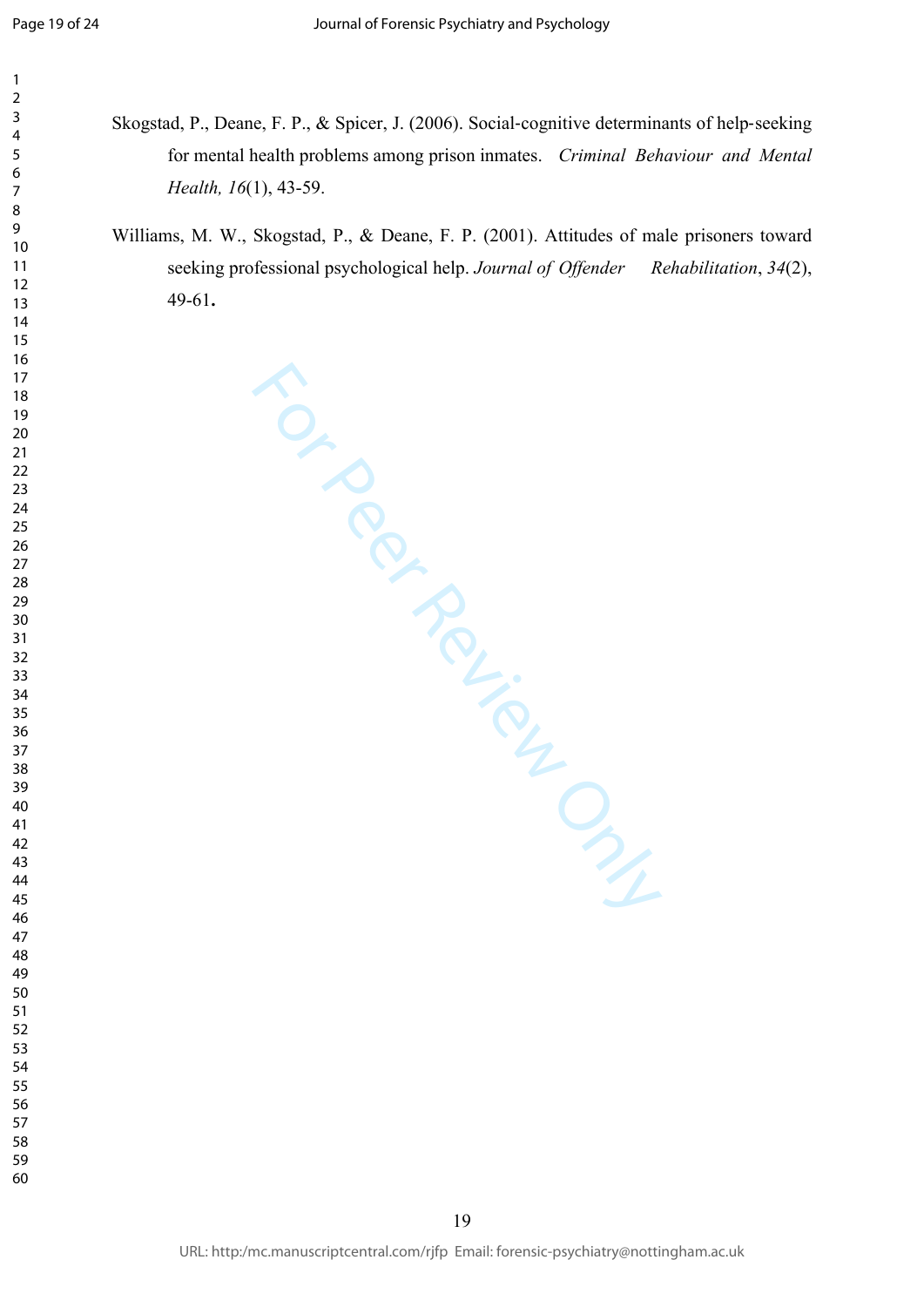Skogstad, P., Deane, F. P., & Spicer, J. (2006). Social-cognitive determinants of help-seeking for mental health problems among prison inmates. *Criminal Behaviour and Mental Health, 16*(1), 43-59.

Williams, M. W., Skogstad, P., & Deane, F. P. (2001). Attitudes of male prisoners toward seeking professional psychological help. *Journal of Offender Rehabilitation*, *34*(2), 49-61.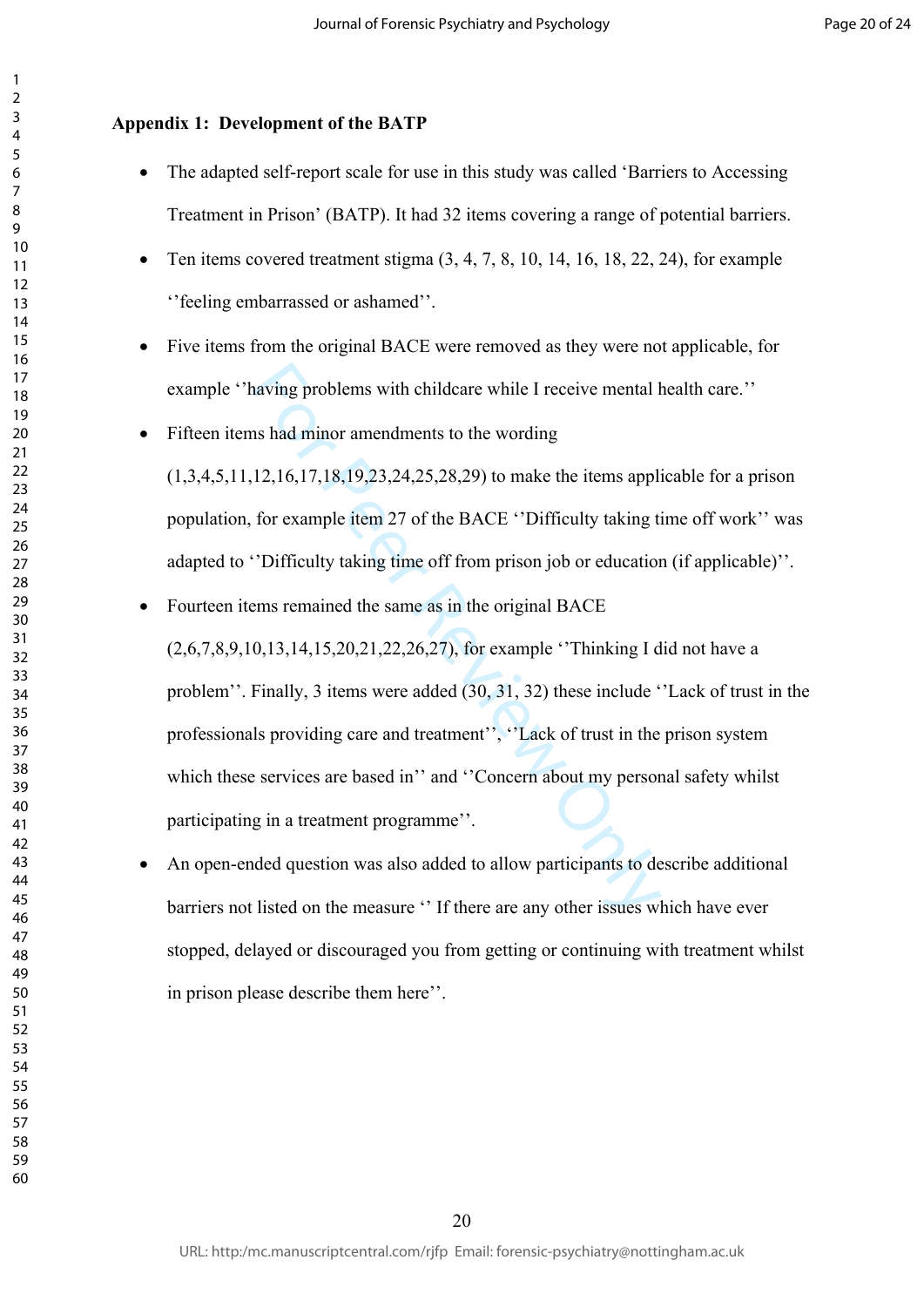**Appendix 1: Development of the BATP**

- The adapted self-report scale for use in this study was called 'Barriers to Accessing Treatment in Prison' (BATP). It had 32 items covering a range of potential barriers.
- Ten items covered treatment stigma (3, 4, 7, 8, 10, 14, 16, 18, 22, 24), for example ''feeling embarrassed or ashamed''.
- Five items from the original BACE were removed as they were not applicable, for example ''having problems with childcare while I receive mental health care.''
- Fifteen items had minor amendments to the wording (1,3,4,5,11,12,16,17,18,19,23,24,25,28,29) to make the items applicable for a prison population, for example item 27 of the BACE ''Difficulty taking time off work'' was adapted to ''Difficulty taking time off from prison job or education (if applicable)''.
- Fourteen items remained the same as in the original BACE (2,6,7,8,9,10,13,14,15,20,21,22,26,27), for example ''Thinking I did not have a problem''. Finally, 3 items were added (30, 31, 32) these include ''Lack of trust in the professionals providing care and treatment'', ''Lack of trust in the prison system which these services are based in'' and ''Concern about my personal safety whilst participating in a treatment programme''.
- An open-ended question was also added to allow participants to describe additional barriers not listed on the measure '' If there are any other issues which have ever stopped, delayed or discouraged you from getting or continuing with treatment whilst in prison please describe them here''.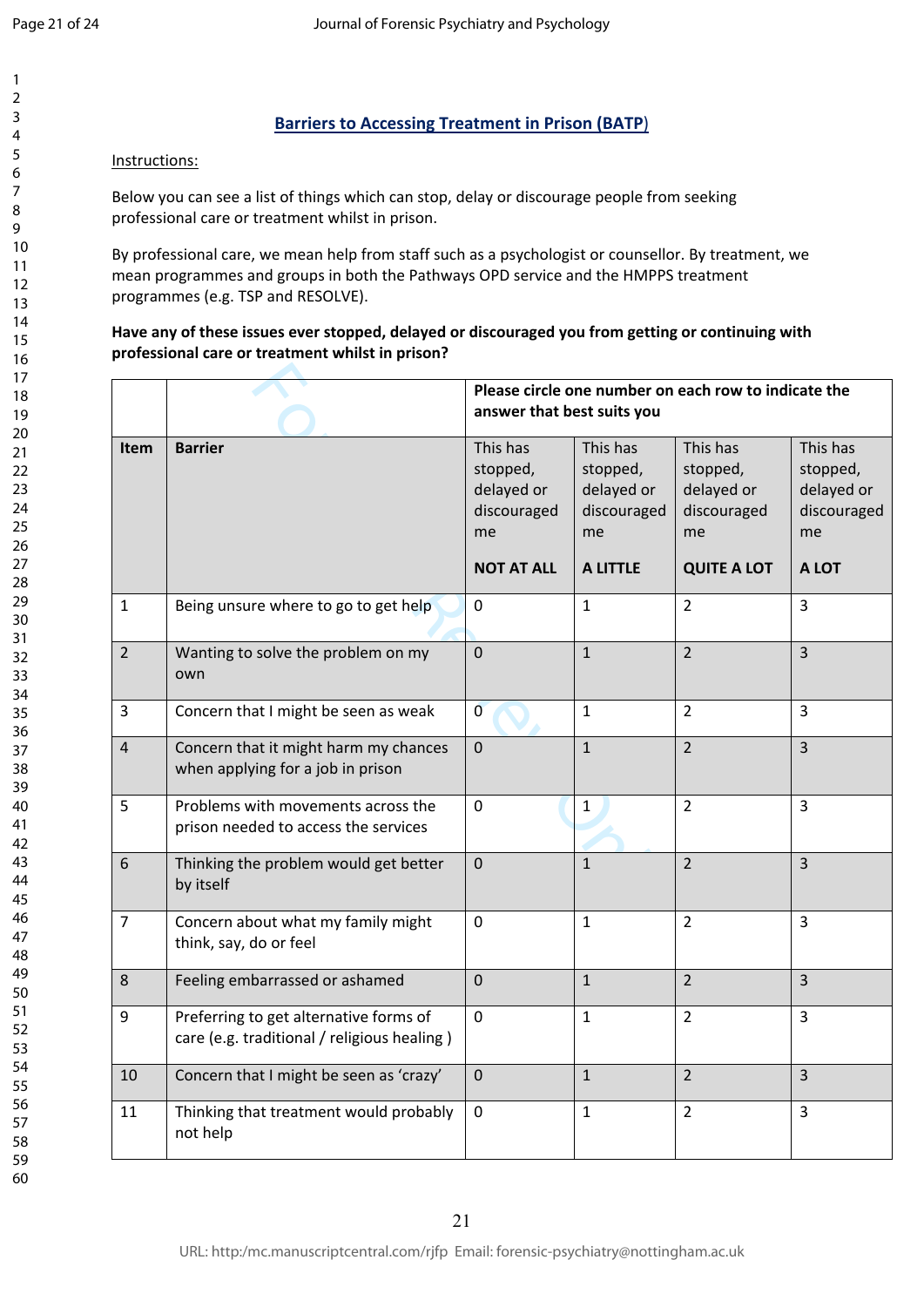## Barriers to Accessing Treatment in Prison (BATP)

Instructions:

Below you can see a list of things which can stop, delay or discourage people from seeking professional care or treatment whilst in prison.

By professional care, we mean help from staff such as a psychologist or counsellor. By treatment, we mean programmes and groups in both the Pathways OPD service and the HMPPS treatment programmes (e.g. TSP and RESOLVE).

**Have any of these issues ever stopped, delayed or discouraged you from getting or continuing with professional care or treatment whilst in prison?**

| | | **Please circle one number on each row to indicate the answer that best suits you** | | | |
|---|---|---|---|---|---|
| **Item** | **Barrier** | This has stopped, delayed or discouraged me **NOT AT ALL** | This has stopped, delayed or discouraged me **A LITTLE** | This has stopped, delayed or discouraged me **QUITE A LOT** | This has stopped, delayed or discouraged me **A LOT** |
| 1 | Being unsure where to go to get help | 0 | 1 | 2 | 3 |
| 2 | Wanting to solve the problem on my own | 0 | 1 | 2 | 3 |
| 3 | Concern that I might be seen as weak | 0 | 1 | 2 | 3 |
| 4 | Concern that it might harm my chances when applying for a job in prison | 0 | 1 | 2 | 3 |
| 5 | Problems with movements across the prison needed to access the services | 0 | 1 | 2 | 3 |
| 6 | Thinking the problem would get better by itself | 0 | 1 | 2 | 3 |
| 7 | Concern about what my family might think, say, do or feel | 0 | 1 | 2 | 3 |
| 8 | Feeling embarrassed or ashamed | 0 | 1 | 2 | 3 |
| 9 | Preferring to get alternative forms of care (e.g. traditional / religious healing ) | 0 | 1 | 2 | 3 |
| 10 | Concern that I might be seen as 'crazy' | 0 | 1 | 2 | 3 |
| 11 | Thinking that treatment would probably not help | 0 | 1 | 2 | 3 |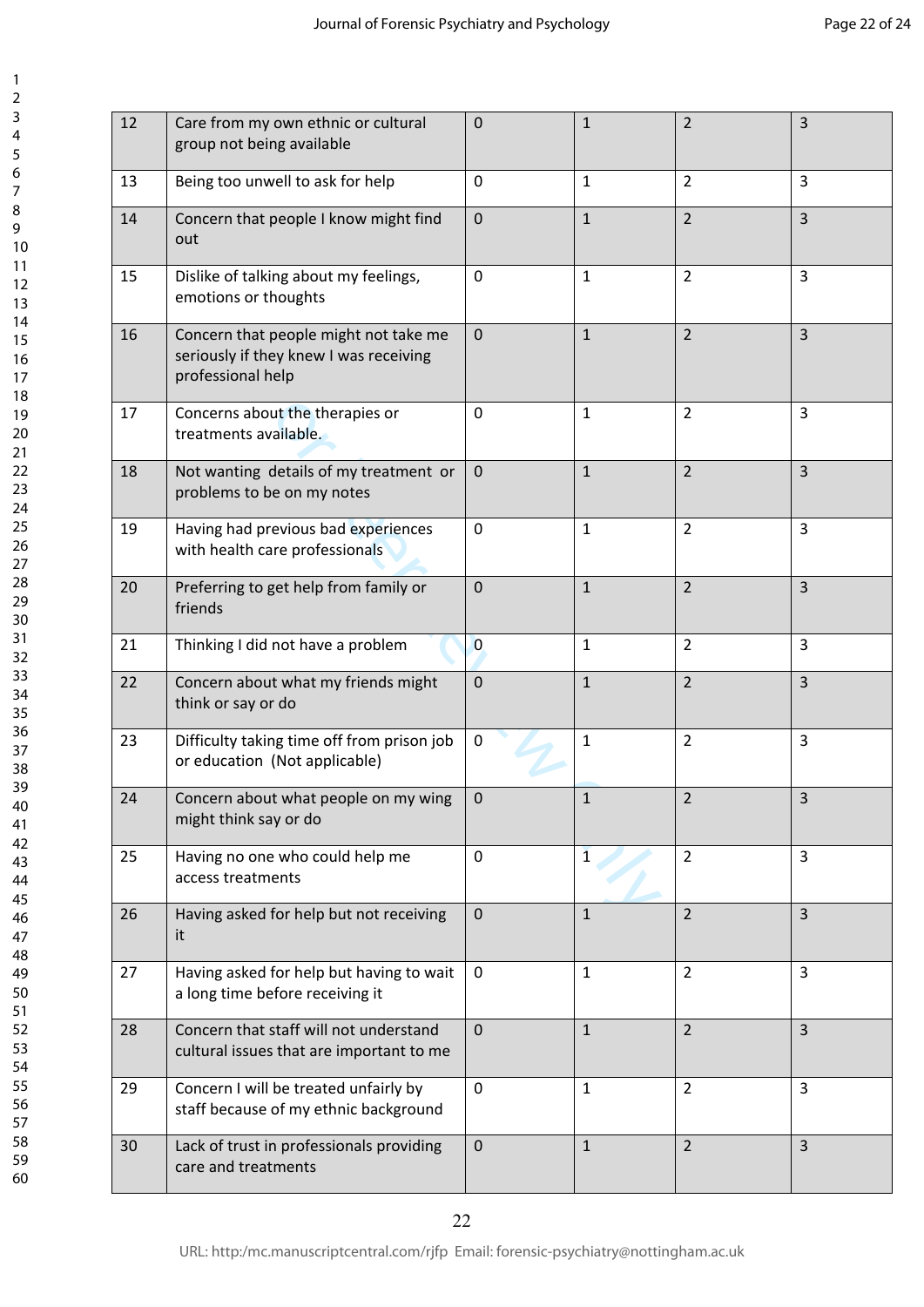| | | | | | |
|---|---|---|---|---|---|
| 12 | Care from my own ethnic or cultural group not being available | 0 | 1 | 2 | 3 |
| 13 | Being too unwell to ask for help | 0 | 1 | 2 | 3 |
| 14 | Concern that people I know might find out | 0 | 1 | 2 | 3 |
| 15 | Dislike of talking about my feelings, emotions or thoughts | 0 | 1 | 2 | 3 |
| 16 | Concern that people might not take me seriously if they knew I was receiving professional help | 0 | 1 | 2 | 3 |
| 17 | Concerns about the therapies or treatments available. | 0 | 1 | 2 | 3 |
| 18 | Not wanting details of my treatment or problems to be on my notes | 0 | 1 | 2 | 3 |
| 19 | Having had previous bad experiences with health care professionals | 0 | 1 | 2 | 3 |
| 20 | Preferring to get help from family or friends | 0 | 1 | 2 | 3 |
| 21 | Thinking I did not have a problem | 0 | 1 | 2 | 3 |
| 22 | Concern about what my friends might think or say or do | 0 | 1 | 2 | 3 |
| 23 | Difficulty taking time off from prison job or education (Not applicable) | 0 | 1 | 2 | 3 |
| 24 | Concern about what people on my wing might think say or do | 0 | 1 | 2 | 3 |
| 25 | Having no one who could help me access treatments | 0 | 1 | 2 | 3 |
| 26 | Having asked for help but not receiving it | 0 | 1 | 2 | 3 |
| 27 | Having asked for help but having to wait a long time before receiving it | 0 | 1 | 2 | 3 |
| 28 | Concern that staff will not understand cultural issues that are important to me | 0 | 1 | 2 | 3 |
| 29 | Concern I will be treated unfairly by staff because of my ethnic background | 0 | 1 | 2 | 3 |
| 30 | Lack of trust in professionals providing care and treatments | 0 | 1 | 2 | 3 |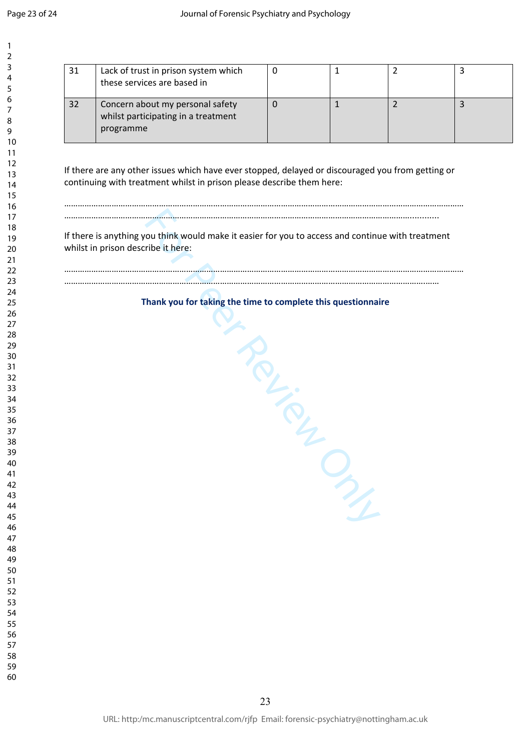| 31 | Lack of trust in prison system which these services are based in | 0 | 1 | 2 | 3 |
|---|---|---|---|---|---|
| 32 | Concern about my personal safety whilst participating in a treatment programme | 0 | 1 | 2 | 3 |

If there are any other issues which have ever stopped, delayed or discouraged you from getting or continuing with treatment whilst in prison please describe them here:

……………………………………………………………………………………………………………………………………………………
……………………………………………………………………………………………………………………………………………….

If there is anything you think would make it easier for you to access and continue with treatment whilst in prison describe it here:

……………………………………………………………………………………………………………………………………………………
……………………………………………………………………………………………………………………………………………….

**Thank you for taking the time to complete this questionnaire**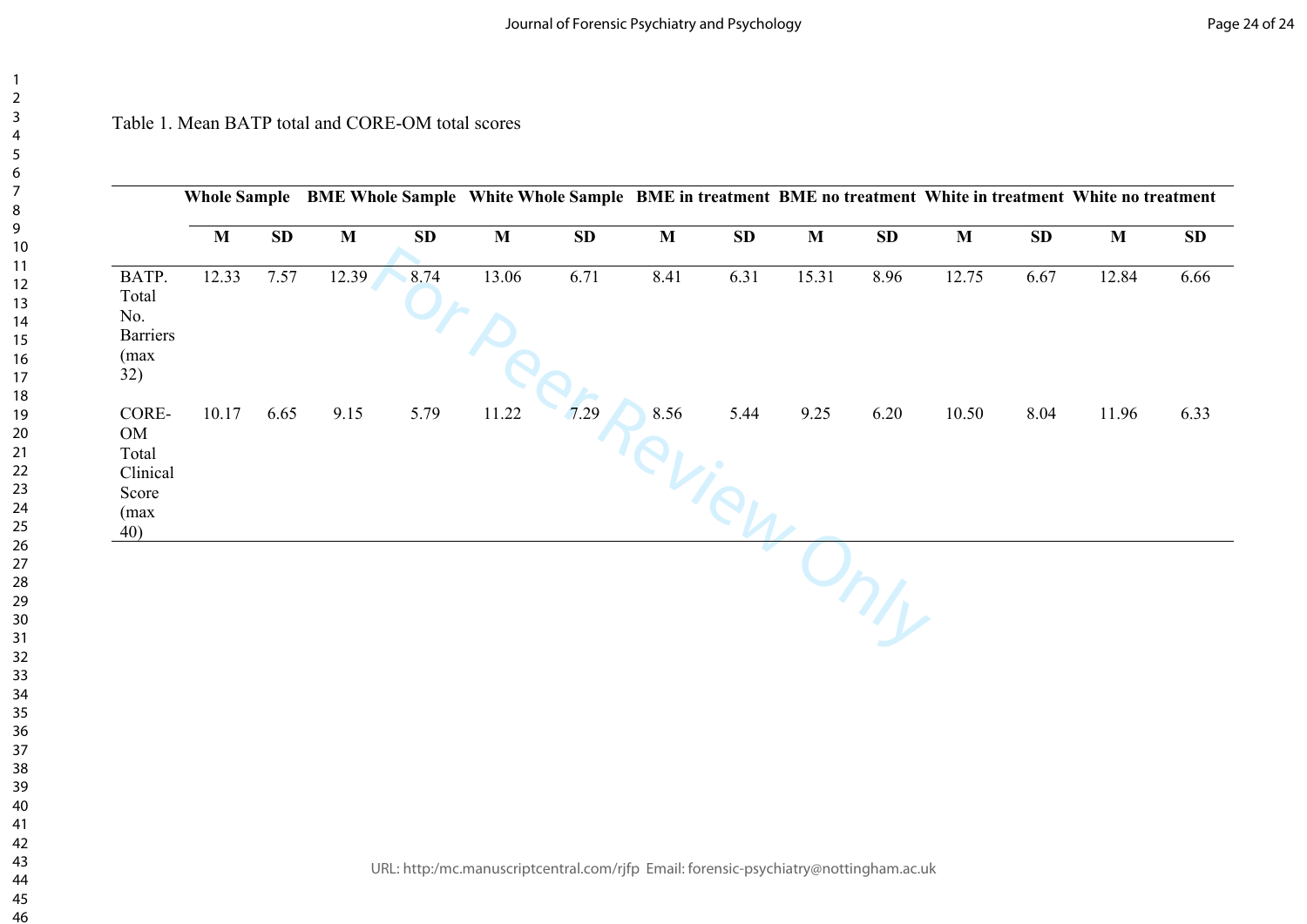Table 1. Mean BATP total and CORE-OM total scores

| | Whole Sample | | BME Whole Sample | | White Whole Sample | | BME in treatment | | BME no treatment | | White in treatment | | White no treatment | |
|---|---|---|---|---|---|---|---|---|---|---|---|---|---|---|
| | M | SD | M | SD | M | SD | M | SD | M | SD | M | SD | M | SD |
| BATP. Total No. Barriers (max 32) | 12.33 | 7.57 | 12.39 | 8.74 | 13.06 | 6.71 | 8.41 | 6.31 | 15.31 | 8.96 | 12.75 | 6.67 | 12.84 | 6.66 |
| CORE-OM Total Clinical Score (max 40) | 10.17 | 6.65 | 9.15 | 5.79 | 11.22 | 7.29 | 8.56 | 5.44 | 9.25 | 6.20 | 10.50 | 8.04 | 11.96 | 6.33 |